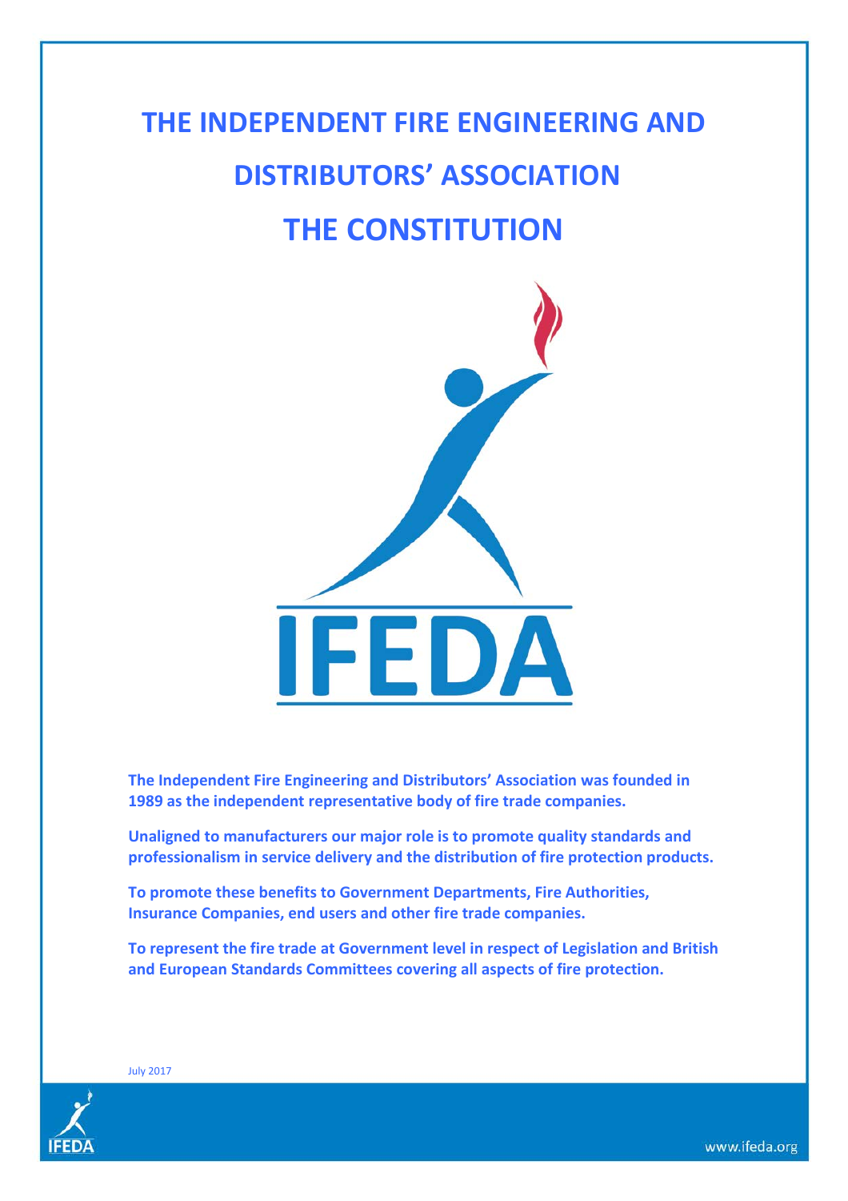# THE INDEPENDENT FIRE ENGINEERING AND DISTRIBUTORS' ASSOCIATION

# THE CONSTITUTION

IFEDA

**The Independent Fire Engineering and Distributors' Association was founded in 1989 as the independent representative body of fire trade companies.**

**Unaligned to manufacturers our major role is to promote quality standards and professionalism in service delivery and the distribution of fire protection products.**

**To promote these benefits to Government Departments, Fire Authorities, Insurance Companies, end users and other fire trade companies.**

**To represent the fire trade at Government level in respect of Legislation and British and European Standards Committees covering all aspects of fire protection.**

July 2017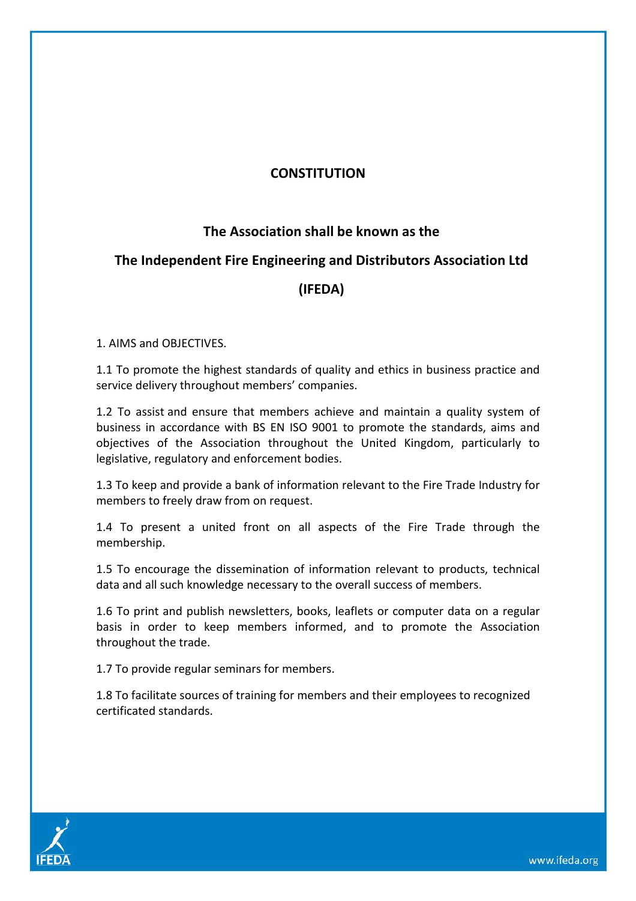# CONSTITUTION

## The Association shall be known as the

## The Independent Fire Engineering and Distributors Association Ltd

## (IFEDA)

1. AIMS and OBJECTIVES.

1.1 To promote the highest standards of quality and ethics in business practice and service delivery throughout members' companies.

1.2 To assist and ensure that members achieve and maintain a quality system of business in accordance with BS EN ISO 9001 to promote the standards, aims and objectives of the Association throughout the United Kingdom, particularly to legislative, regulatory and enforcement bodies.

1.3 To keep and provide a bank of information relevant to the Fire Trade Industry for members to freely draw from on request.

1.4 To present a united front on all aspects of the Fire Trade through the membership.

1.5 To encourage the dissemination of information relevant to products, technical data and all such knowledge necessary to the overall success of members.

1.6 To print and publish newsletters, books, leaflets or computer data on a regular basis in order to keep members informed, and to promote the Association throughout the trade.

1.7 To provide regular seminars for members.

1.8 To facilitate sources of training for members and their employees to recognized certificated standards.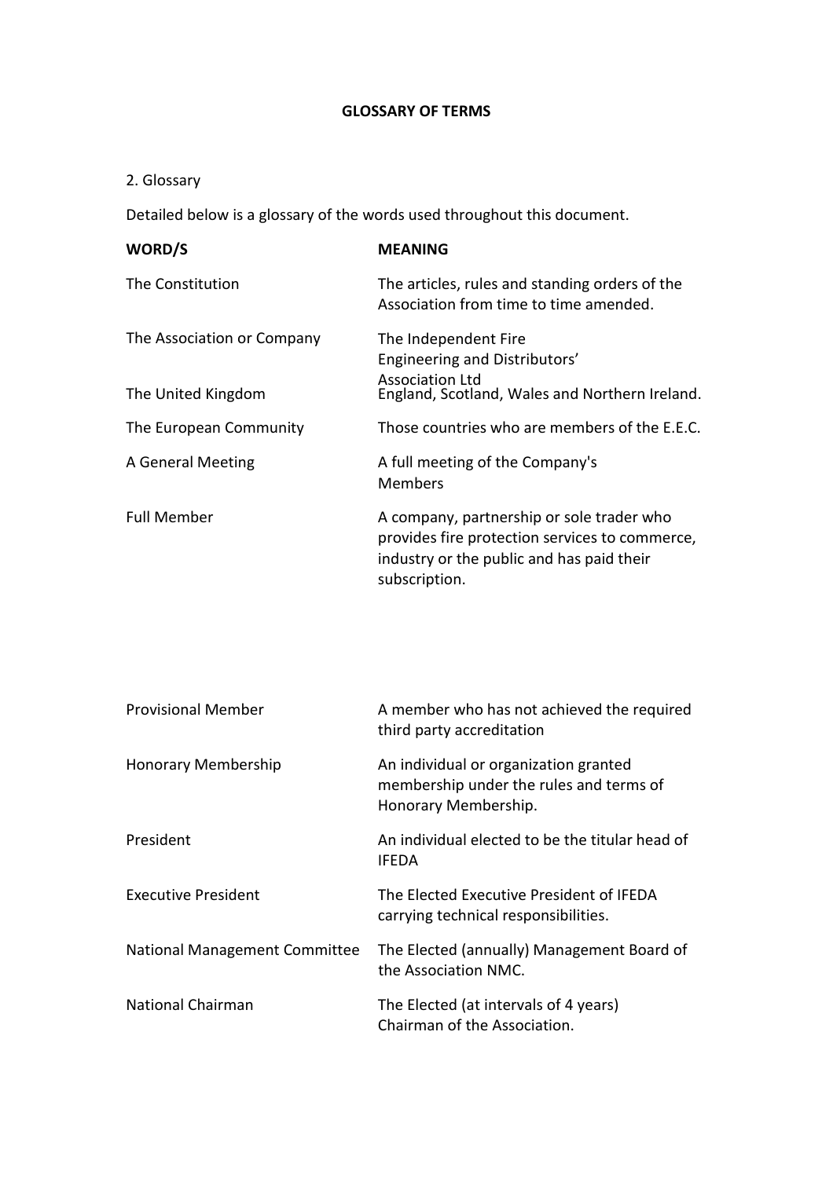**GLOSSARY OF TERMS**

2. Glossary

Detailed below is a glossary of the words used throughout this document.

| WORD/S | MEANING |
|---|---|
| The Constitution | The articles, rules and standing orders of the Association from time to time amended. |
| The Association or Company | The Independent Fire Engineering and Distributors' Association Ltd |
| The United Kingdom | England, Scotland, Wales and Northern Ireland. |
| The European Community | Those countries who are members of the E.E.C. |
| A General Meeting | A full meeting of the Company's Members |
| Full Member | A company, partnership or sole trader who provides fire protection services to commerce, industry or the public and has paid their subscription. |
| Provisional Member | A member who has not achieved the required third party accreditation |
| Honorary Membership | An individual or organization granted membership under the rules and terms of Honorary Membership. |
| President | An individual elected to be the titular head of IFEDA |
| Executive President | The Elected Executive President of IFEDA carrying technical responsibilities. |
| National Management Committee | The Elected (annually) Management Board of the Association NMC. |
| National Chairman | The Elected (at intervals of 4 years) Chairman of the Association. |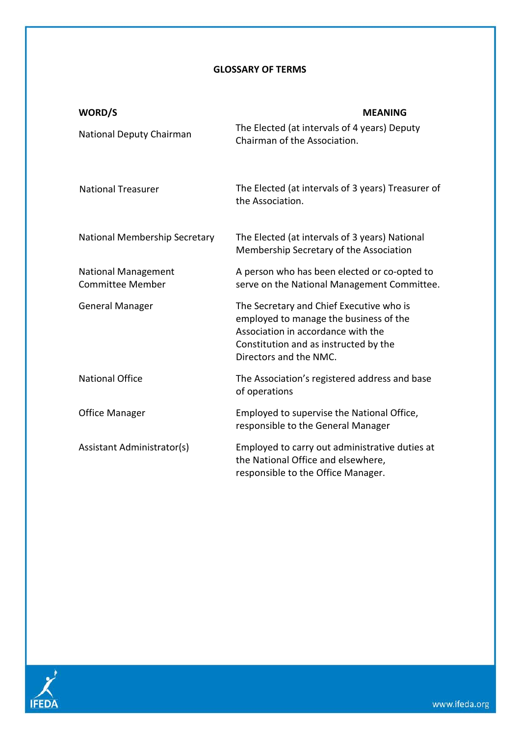**GLOSSARY OF TERMS**

| **WORD/S** | **MEANING** |
|---|---|
| National Deputy Chairman | The Elected (at intervals of 4 years) Deputy Chairman of the Association. |
| National Treasurer | The Elected (at intervals of 3 years) Treasurer of the Association. |
| National Membership Secretary | The Elected (at intervals of 3 years) National Membership Secretary of the Association |
| National Management Committee Member | A person who has been elected or co-opted to serve on the National Management Committee. |
| General Manager | The Secretary and Chief Executive who is employed to manage the business of the Association in accordance with the Constitution and as instructed by the Directors and the NMC. |
| National Office | The Association's registered address and base of operations |
| Office Manager | Employed to supervise the National Office, responsible to the General Manager |
| Assistant Administrator(s) | Employed to carry out administrative duties at the National Office and elsewhere, responsible to the Office Manager. |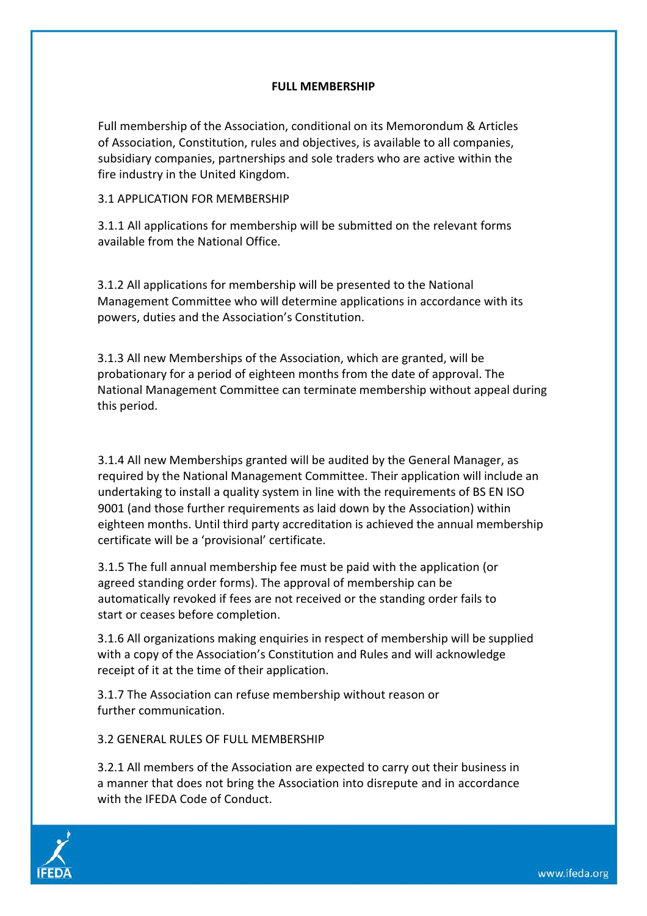## FULL MEMBERSHIP

Full membership of the Association, conditional on its Memorondum & Articles of Association, Constitution, rules and objectives, is available to all companies, subsidiary companies, partnerships and sole traders who are active within the fire industry in the United Kingdom.

### 3.1 APPLICATION FOR MEMBERSHIP

3.1.1 All applications for membership will be submitted on the relevant forms available from the National Office.

3.1.2 All applications for membership will be presented to the National Management Committee who will determine applications in accordance with its powers, duties and the Association's Constitution.

3.1.3 All new Memberships of the Association, which are granted, will be probationary for a period of eighteen months from the date of approval. The National Management Committee can terminate membership without appeal during this period.

3.1.4 All new Memberships granted will be audited by the General Manager, as required by the National Management Committee. Their application will include an undertaking to install a quality system in line with the requirements of BS EN ISO 9001 (and those further requirements as laid down by the Association) within eighteen months. Until third party accreditation is achieved the annual membership certificate will be a 'provisional' certificate.

3.1.5 The full annual membership fee must be paid with the application (or agreed standing order forms). The approval of membership can be automatically revoked if fees are not received or the standing order fails to start or ceases before completion.

3.1.6 All organizations making enquiries in respect of membership will be supplied with a copy of the Association's Constitution and Rules and will acknowledge receipt of it at the time of their application.

3.1.7 The Association can refuse membership without reason or further communication.

### 3.2 GENERAL RULES OF FULL MEMBERSHIP

3.2.1 All members of the Association are expected to carry out their business in a manner that does not bring the Association into disrepute and in accordance with the IFEDA Code of Conduct.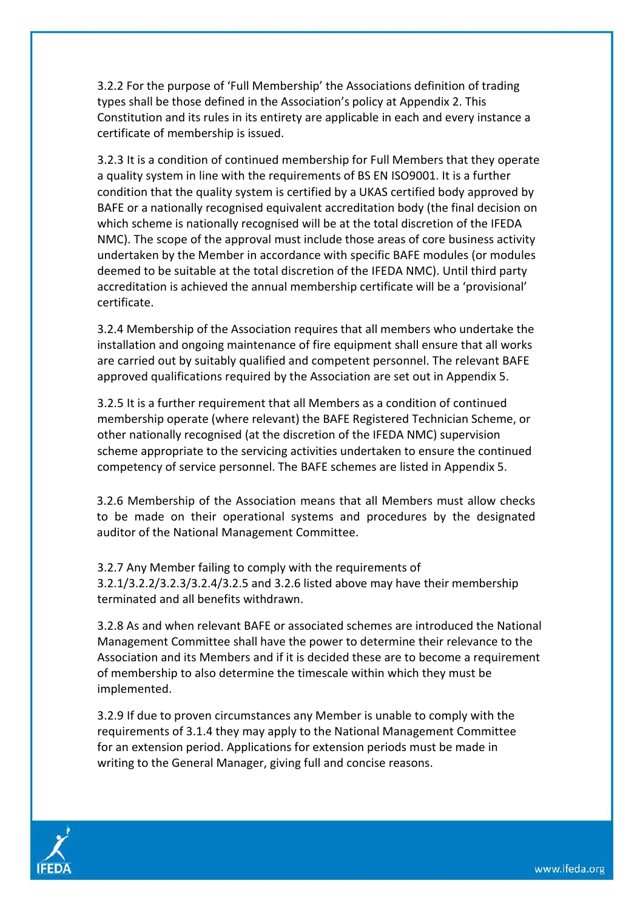3.2.2 For the purpose of 'Full Membership' the Associations definition of trading types shall be those defined in the Association's policy at Appendix 2. This Constitution and its rules in its entirety are applicable in each and every instance a certificate of membership is issued.

3.2.3 It is a condition of continued membership for Full Members that they operate a quality system in line with the requirements of BS EN ISO9001. It is a further condition that the quality system is certified by a UKAS certified body approved by BAFE or a nationally recognised equivalent accreditation body (the final decision on which scheme is nationally recognised will be at the total discretion of the IFEDA NMC). The scope of the approval must include those areas of core business activity undertaken by the Member in accordance with specific BAFE modules (or modules deemed to be suitable at the total discretion of the IFEDA NMC). Until third party accreditation is achieved the annual membership certificate will be a 'provisional' certificate.

3.2.4 Membership of the Association requires that all members who undertake the installation and ongoing maintenance of fire equipment shall ensure that all works are carried out by suitably qualified and competent personnel. The relevant BAFE approved qualifications required by the Association are set out in Appendix 5.

3.2.5 It is a further requirement that all Members as a condition of continued membership operate (where relevant) the BAFE Registered Technician Scheme, or other nationally recognised (at the discretion of the IFEDA NMC) supervision scheme appropriate to the servicing activities undertaken to ensure the continued competency of service personnel. The BAFE schemes are listed in Appendix 5.

3.2.6 Membership of the Association means that all Members must allow checks to be made on their operational systems and procedures by the designated auditor of the National Management Committee.

3.2.7 Any Member failing to comply with the requirements of 3.2.1/3.2.2/3.2.3/3.2.4/3.2.5 and 3.2.6 listed above may have their membership terminated and all benefits withdrawn.

3.2.8 As and when relevant BAFE or associated schemes are introduced the National Management Committee shall have the power to determine their relevance to the Association and its Members and if it is decided these are to become a requirement of membership to also determine the timescale within which they must be implemented.

3.2.9 If due to proven circumstances any Member is unable to comply with the requirements of 3.1.4 they may apply to the National Management Committee for an extension period. Applications for extension periods must be made in writing to the General Manager, giving full and concise reasons.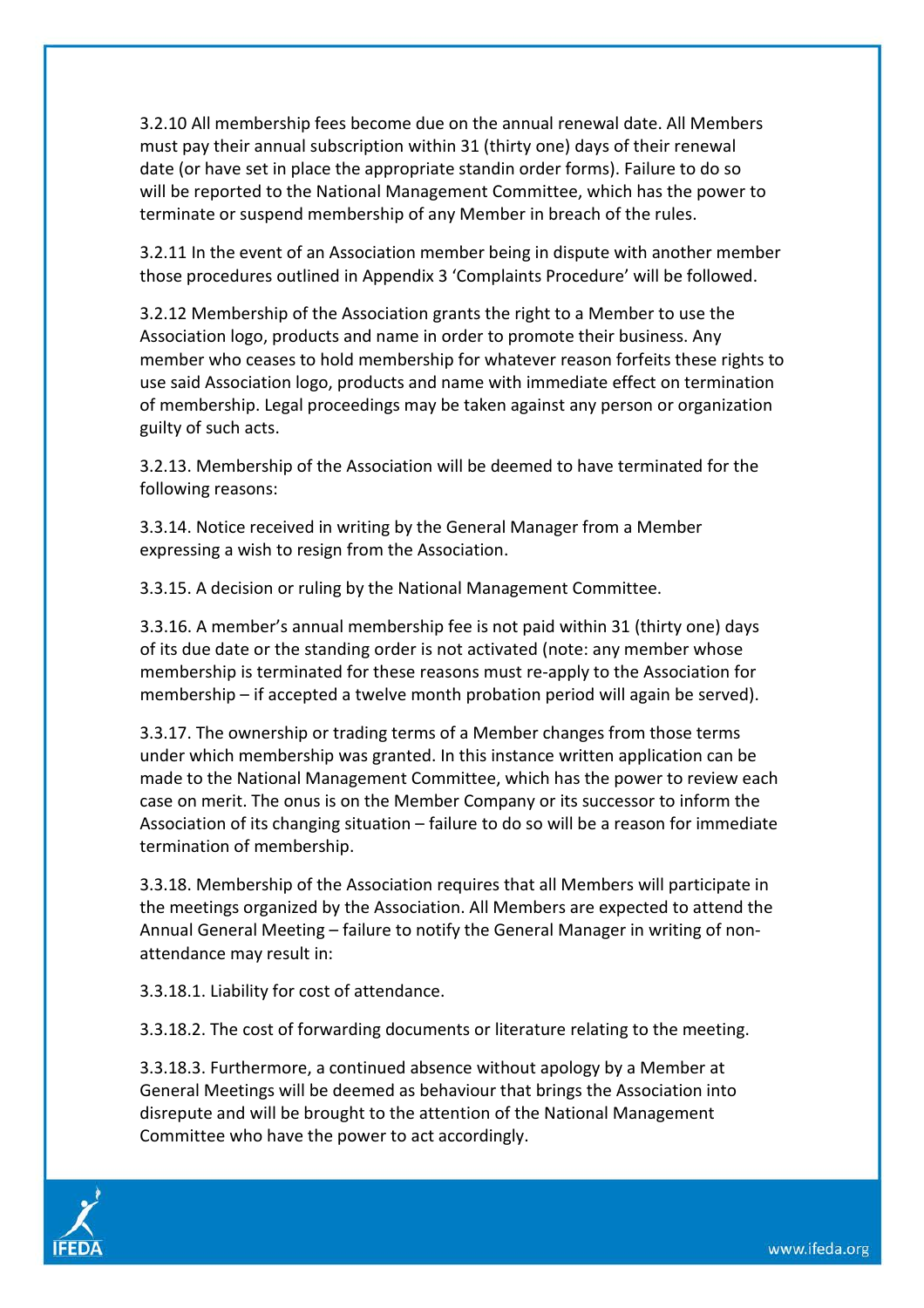3.2.10 All membership fees become due on the annual renewal date. All Members must pay their annual subscription within 31 (thirty one) days of their renewal date (or have set in place the appropriate standin order forms). Failure to do so will be reported to the National Management Committee, which has the power to terminate or suspend membership of any Member in breach of the rules.

3.2.11 In the event of an Association member being in dispute with another member those procedures outlined in Appendix 3 'Complaints Procedure' will be followed.

3.2.12 Membership of the Association grants the right to a Member to use the Association logo, products and name in order to promote their business. Any member who ceases to hold membership for whatever reason forfeits these rights to use said Association logo, products and name with immediate effect on termination of membership. Legal proceedings may be taken against any person or organization guilty of such acts.

3.2.13. Membership of the Association will be deemed to have terminated for the following reasons:

3.3.14. Notice received in writing by the General Manager from a Member expressing a wish to resign from the Association.

3.3.15. A decision or ruling by the National Management Committee.

3.3.16. A member's annual membership fee is not paid within 31 (thirty one) days of its due date or the standing order is not activated (note: any member whose membership is terminated for these reasons must re-apply to the Association for membership – if accepted a twelve month probation period will again be served).

3.3.17. The ownership or trading terms of a Member changes from those terms under which membership was granted. In this instance written application can be made to the National Management Committee, which has the power to review each case on merit. The onus is on the Member Company or its successor to inform the Association of its changing situation – failure to do so will be a reason for immediate termination of membership.

3.3.18. Membership of the Association requires that all Members will participate in the meetings organized by the Association. All Members are expected to attend the Annual General Meeting – failure to notify the General Manager in writing of non-attendance may result in:

3.3.18.1. Liability for cost of attendance.

3.3.18.2. The cost of forwarding documents or literature relating to the meeting.

3.3.18.3. Furthermore, a continued absence without apology by a Member at General Meetings will be deemed as behaviour that brings the Association into disrepute and will be brought to the attention of the National Management Committee who have the power to act accordingly.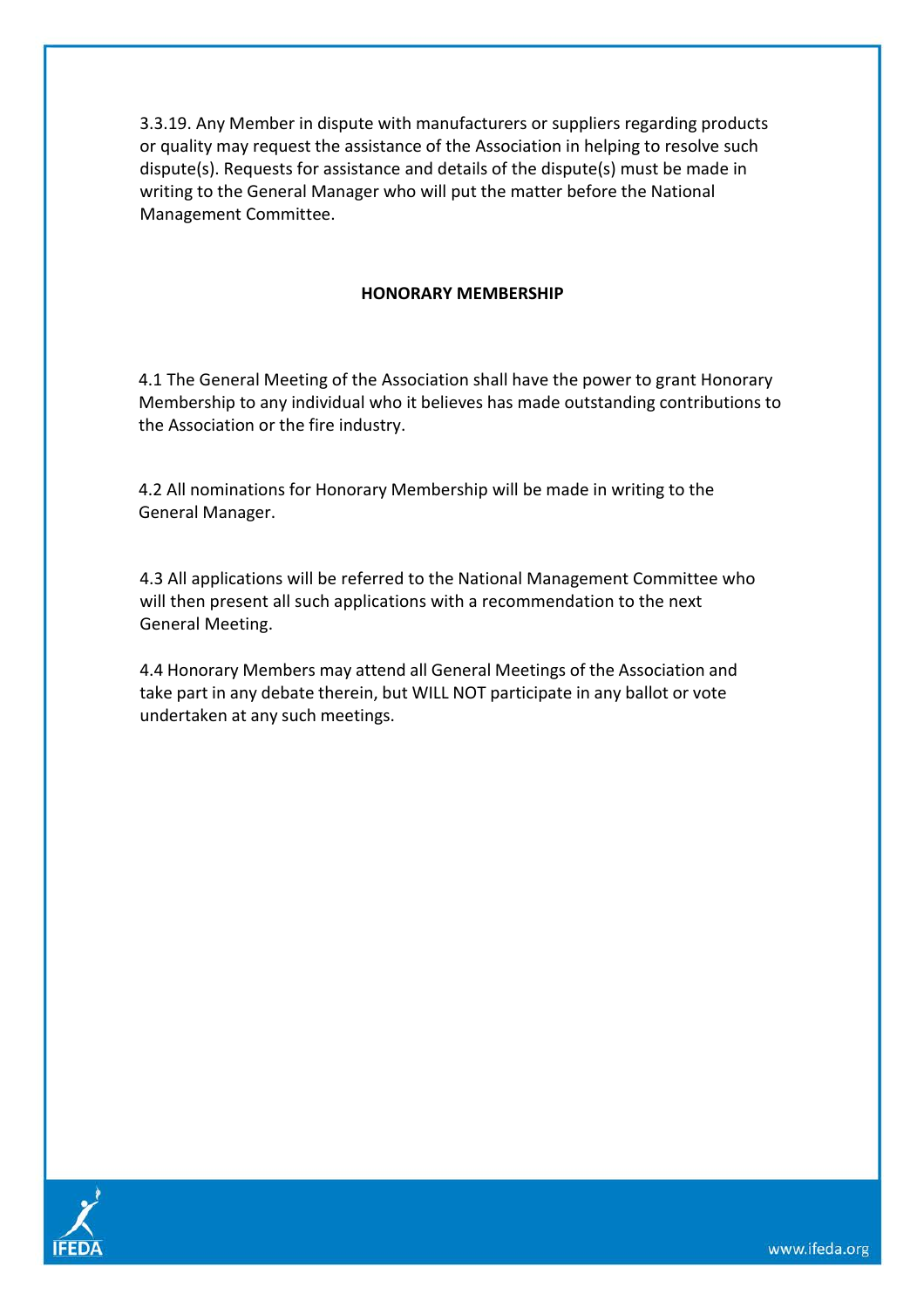3.3.19. Any Member in dispute with manufacturers or suppliers regarding products or quality may request the assistance of the Association in helping to resolve such dispute(s). Requests for assistance and details of the dispute(s) must be made in writing to the General Manager who will put the matter before the National Management Committee.

## HONORARY MEMBERSHIP

4.1 The General Meeting of the Association shall have the power to grant Honorary Membership to any individual who it believes has made outstanding contributions to the Association or the fire industry.

4.2 All nominations for Honorary Membership will be made in writing to the General Manager.

4.3 All applications will be referred to the National Management Committee who will then present all such applications with a recommendation to the next General Meeting.

4.4 Honorary Members may attend all General Meetings of the Association and take part in any debate therein, but WILL NOT participate in any ballot or vote undertaken at any such meetings.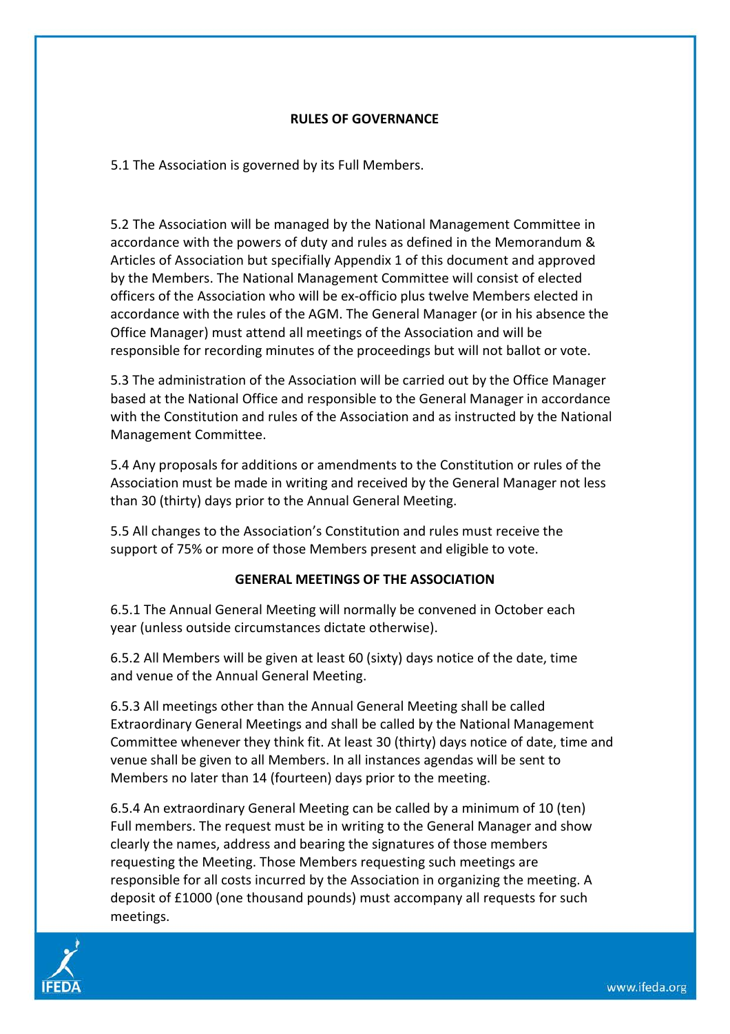## RULES OF GOVERNANCE

5.1 The Association is governed by its Full Members.

5.2 The Association will be managed by the National Management Committee in accordance with the powers of duty and rules as defined in the Memorandum & Articles of Association but specifially Appendix 1 of this document and approved by the Members. The National Management Committee will consist of elected officers of the Association who will be ex-officio plus twelve Members elected in accordance with the rules of the AGM. The General Manager (or in his absence the Office Manager) must attend all meetings of the Association and will be responsible for recording minutes of the proceedings but will not ballot or vote.

5.3 The administration of the Association will be carried out by the Office Manager based at the National Office and responsible to the General Manager in accordance with the Constitution and rules of the Association and as instructed by the National Management Committee.

5.4 Any proposals for additions or amendments to the Constitution or rules of the Association must be made in writing and received by the General Manager not less than 30 (thirty) days prior to the Annual General Meeting.

5.5 All changes to the Association's Constitution and rules must receive the support of 75% or more of those Members present and eligible to vote.

## GENERAL MEETINGS OF THE ASSOCIATION

6.5.1 The Annual General Meeting will normally be convened in October each year (unless outside circumstances dictate otherwise).

6.5.2 All Members will be given at least 60 (sixty) days notice of the date, time and venue of the Annual General Meeting.

6.5.3 All meetings other than the Annual General Meeting shall be called Extraordinary General Meetings and shall be called by the National Management Committee whenever they think fit. At least 30 (thirty) days notice of date, time and venue shall be given to all Members. In all instances agendas will be sent to Members no later than 14 (fourteen) days prior to the meeting.

6.5.4 An extraordinary General Meeting can be called by a minimum of 10 (ten) Full members. The request must be in writing to the General Manager and show clearly the names, address and bearing the signatures of those members requesting the Meeting. Those Members requesting such meetings are responsible for all costs incurred by the Association in organizing the meeting. A deposit of £1000 (one thousand pounds) must accompany all requests for such meetings.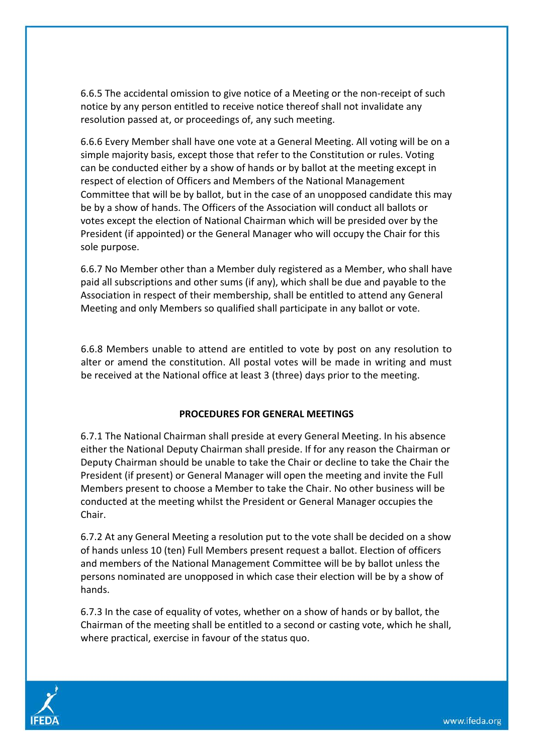6.6.5 The accidental omission to give notice of a Meeting or the non-receipt of such notice by any person entitled to receive notice thereof shall not invalidate any resolution passed at, or proceedings of, any such meeting.

6.6.6 Every Member shall have one vote at a General Meeting. All voting will be on a simple majority basis, except those that refer to the Constitution or rules. Voting can be conducted either by a show of hands or by ballot at the meeting except in respect of election of Officers and Members of the National Management Committee that will be by ballot, but in the case of an unopposed candidate this may be by a show of hands. The Officers of the Association will conduct all ballots or votes except the election of National Chairman which will be presided over by the President (if appointed) or the General Manager who will occupy the Chair for this sole purpose.

6.6.7 No Member other than a Member duly registered as a Member, who shall have paid all subscriptions and other sums (if any), which shall be due and payable to the Association in respect of their membership, shall be entitled to attend any General Meeting and only Members so qualified shall participate in any ballot or vote.

6.6.8 Members unable to attend are entitled to vote by post on any resolution to alter or amend the constitution. All postal votes will be made in writing and must be received at the National office at least 3 (three) days prior to the meeting.

**PROCEDURES FOR GENERAL MEETINGS**

6.7.1 The National Chairman shall preside at every General Meeting. In his absence either the National Deputy Chairman shall preside. If for any reason the Chairman or Deputy Chairman should be unable to take the Chair or decline to take the Chair the President (if present) or General Manager will open the meeting and invite the Full Members present to choose a Member to take the Chair. No other business will be conducted at the meeting whilst the President or General Manager occupies the Chair.

6.7.2 At any General Meeting a resolution put to the vote shall be decided on a show of hands unless 10 (ten) Full Members present request a ballot. Election of officers and members of the National Management Committee will be by ballot unless the persons nominated are unopposed in which case their election will be by a show of hands.

6.7.3 In the case of equality of votes, whether on a show of hands or by ballot, the Chairman of the meeting shall be entitled to a second or casting vote, which he shall, where practical, exercise in favour of the status quo.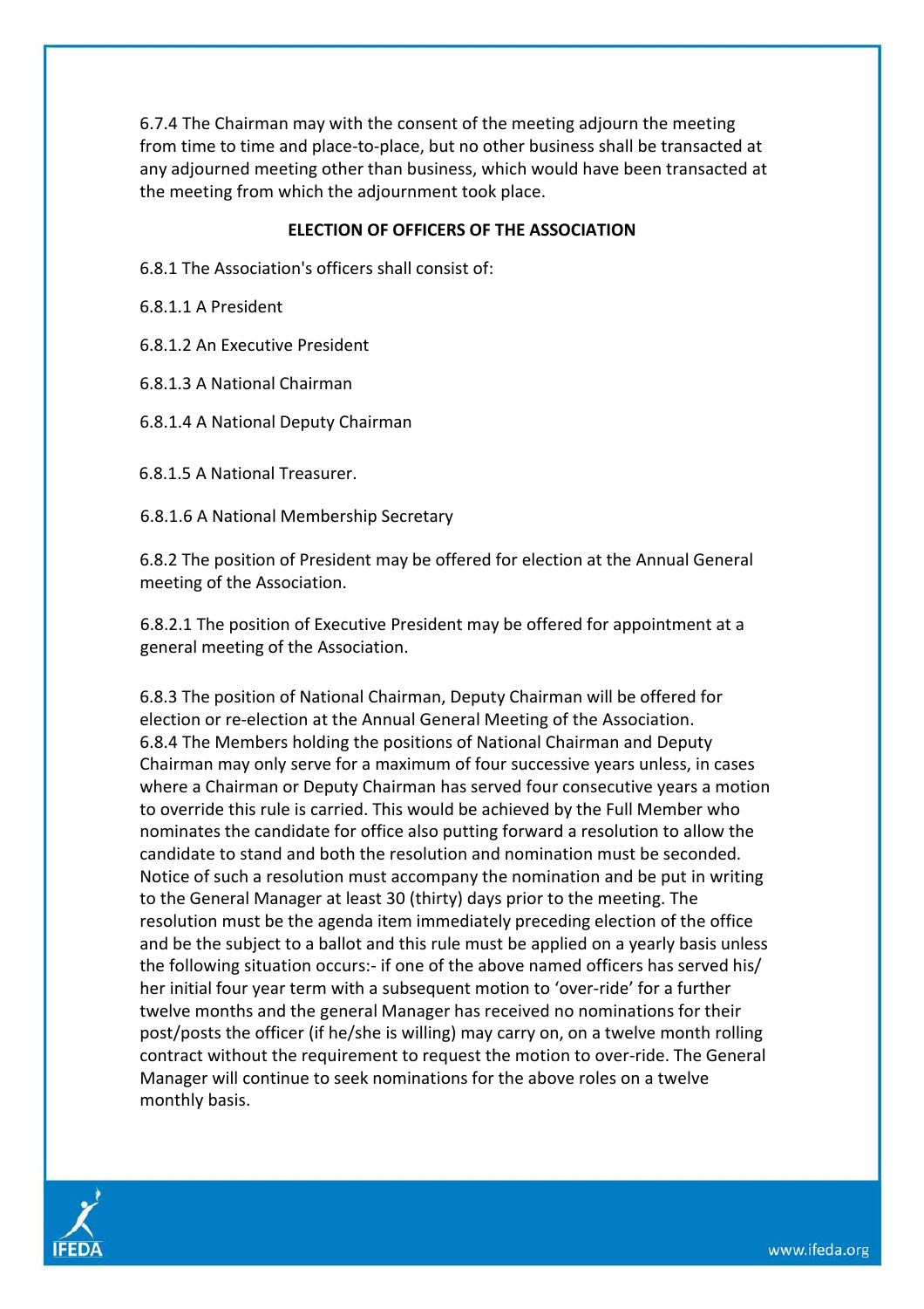6.7.4 The Chairman may with the consent of the meeting adjourn the meeting from time to time and place-to-place, but no other business shall be transacted at any adjourned meeting other than business, which would have been transacted at the meeting from which the adjournment took place.

**ELECTION OF OFFICERS OF THE ASSOCIATION**

6.8.1 The Association's officers shall consist of:

6.8.1.1 A President

6.8.1.2 An Executive President

6.8.1.3 A National Chairman

6.8.1.4 A National Deputy Chairman

6.8.1.5 A National Treasurer.

6.8.1.6 A National Membership Secretary

6.8.2 The position of President may be offered for election at the Annual General meeting of the Association.

6.8.2.1 The position of Executive President may be offered for appointment at a general meeting of the Association.

6.8.3 The position of National Chairman, Deputy Chairman will be offered for election or re-election at the Annual General Meeting of the Association.
6.8.4 The Members holding the positions of National Chairman and Deputy Chairman may only serve for a maximum of four successive years unless, in cases where a Chairman or Deputy Chairman has served four consecutive years a motion to override this rule is carried. This would be achieved by the Full Member who nominates the candidate for office also putting forward a resolution to allow the candidate to stand and both the resolution and nomination must be seconded. Notice of such a resolution must accompany the nomination and be put in writing to the General Manager at least 30 (thirty) days prior to the meeting. The resolution must be the agenda item immediately preceding election of the office and be the subject to a ballot and this rule must be applied on a yearly basis unless the following situation occurs:- if one of the above named officers has served his/ her initial four year term with a subsequent motion to 'over-ride' for a further twelve months and the general Manager has received no nominations for their post/posts the officer (if he/she is willing) may carry on, on a twelve month rolling contract without the requirement to request the motion to over-ride. The General Manager will continue to seek nominations for the above roles on a twelve monthly basis.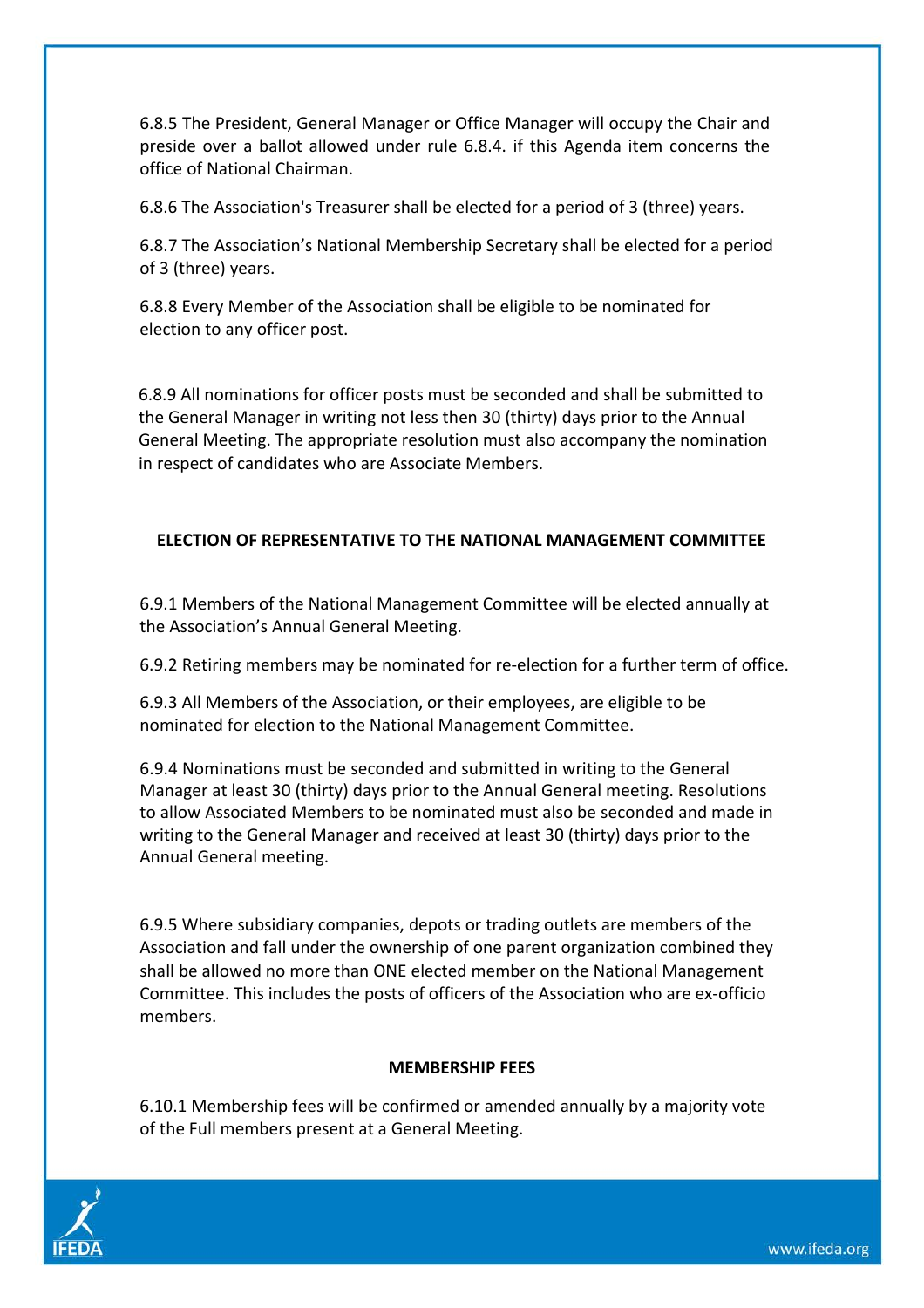6.8.5 The President, General Manager or Office Manager will occupy the Chair and preside over a ballot allowed under rule 6.8.4. if this Agenda item concerns the office of National Chairman.

6.8.6 The Association's Treasurer shall be elected for a period of 3 (three) years.

6.8.7 The Association's National Membership Secretary shall be elected for a period of 3 (three) years.

6.8.8 Every Member of the Association shall be eligible to be nominated for election to any officer post.

6.8.9 All nominations for officer posts must be seconded and shall be submitted to the General Manager in writing not less then 30 (thirty) days prior to the Annual General Meeting. The appropriate resolution must also accompany the nomination in respect of candidates who are Associate Members.

**ELECTION OF REPRESENTATIVE TO THE NATIONAL MANAGEMENT COMMITTEE**

6.9.1 Members of the National Management Committee will be elected annually at the Association's Annual General Meeting.

6.9.2 Retiring members may be nominated for re-election for a further term of office.

6.9.3 All Members of the Association, or their employees, are eligible to be nominated for election to the National Management Committee.

6.9.4 Nominations must be seconded and submitted in writing to the General Manager at least 30 (thirty) days prior to the Annual General meeting. Resolutions to allow Associated Members to be nominated must also be seconded and made in writing to the General Manager and received at least 30 (thirty) days prior to the Annual General meeting.

6.9.5 Where subsidiary companies, depots or trading outlets are members of the Association and fall under the ownership of one parent organization combined they shall be allowed no more than ONE elected member on the National Management Committee. This includes the posts of officers of the Association who are ex-officio members.

**MEMBERSHIP FEES**

6.10.1 Membership fees will be confirmed or amended annually by a majority vote of the Full members present at a General Meeting.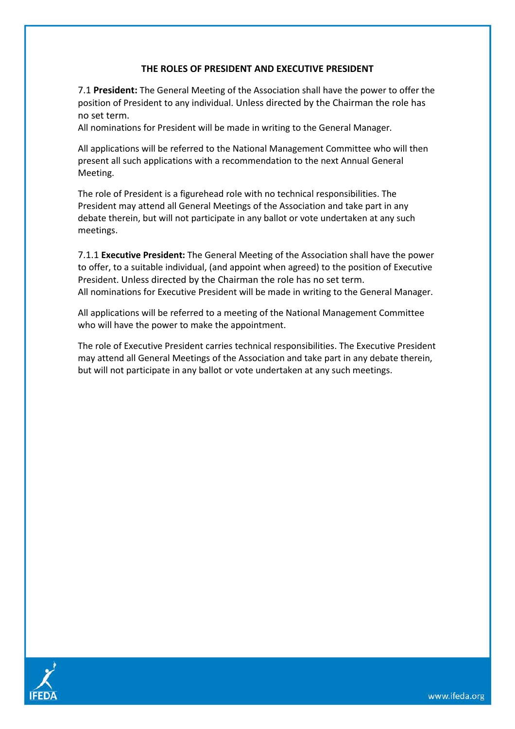## THE ROLES OF PRESIDENT AND EXECUTIVE PRESIDENT

7.1 **President:** The General Meeting of the Association shall have the power to offer the position of President to any individual. Unless directed by the Chairman the role has no set term.
All nominations for President will be made in writing to the General Manager.

All applications will be referred to the National Management Committee who will then present all such applications with a recommendation to the next Annual General Meeting.

The role of President is a figurehead role with no technical responsibilities. The President may attend all General Meetings of the Association and take part in any debate therein, but will not participate in any ballot or vote undertaken at any such meetings.

7.1.1 **Executive President:** The General Meeting of the Association shall have the power to offer, to a suitable individual, (and appoint when agreed) to the position of Executive President. Unless directed by the Chairman the role has no set term.
All nominations for Executive President will be made in writing to the General Manager.

All applications will be referred to a meeting of the National Management Committee who will have the power to make the appointment.

The role of Executive President carries technical responsibilities. The Executive President may attend all General Meetings of the Association and take part in any debate therein, but will not participate in any ballot or vote undertaken at any such meetings.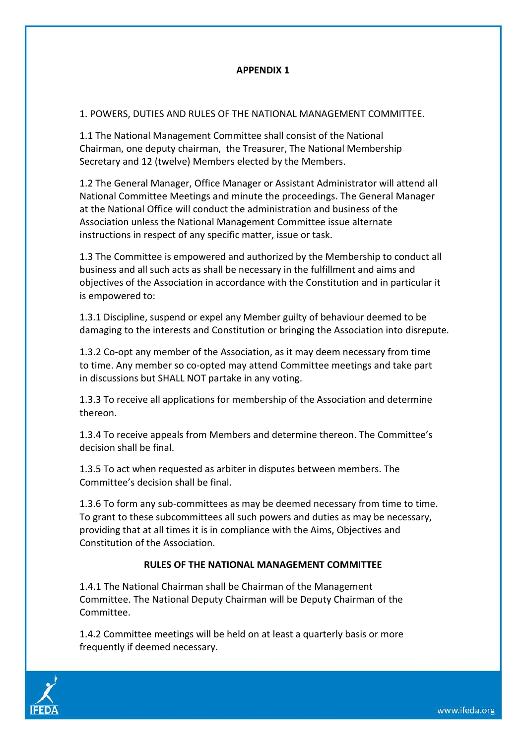**APPENDIX 1**

1. POWERS, DUTIES AND RULES OF THE NATIONAL MANAGEMENT COMMITTEE.

1.1 The National Management Committee shall consist of the National Chairman, one deputy chairman, the Treasurer, The National Membership Secretary and 12 (twelve) Members elected by the Members.

1.2 The General Manager, Office Manager or Assistant Administrator will attend all National Committee Meetings and minute the proceedings. The General Manager at the National Office will conduct the administration and business of the Association unless the National Management Committee issue alternate instructions in respect of any specific matter, issue or task.

1.3 The Committee is empowered and authorized by the Membership to conduct all business and all such acts as shall be necessary in the fulfillment and aims and objectives of the Association in accordance with the Constitution and in particular it is empowered to:

1.3.1 Discipline, suspend or expel any Member guilty of behaviour deemed to be damaging to the interests and Constitution or bringing the Association into disrepute.

1.3.2 Co-opt any member of the Association, as it may deem necessary from time to time. Any member so co-opted may attend Committee meetings and take part in discussions but SHALL NOT partake in any voting.

1.3.3 To receive all applications for membership of the Association and determine thereon.

1.3.4 To receive appeals from Members and determine thereon. The Committee's decision shall be final.

1.3.5 To act when requested as arbiter in disputes between members. The Committee's decision shall be final.

1.3.6 To form any sub-committees as may be deemed necessary from time to time. To grant to these subcommittees all such powers and duties as may be necessary, providing that at all times it is in compliance with the Aims, Objectives and Constitution of the Association.

**RULES OF THE NATIONAL MANAGEMENT COMMITTEE**

1.4.1 The National Chairman shall be Chairman of the Management Committee. The National Deputy Chairman will be Deputy Chairman of the Committee.

1.4.2 Committee meetings will be held on at least a quarterly basis or more frequently if deemed necessary.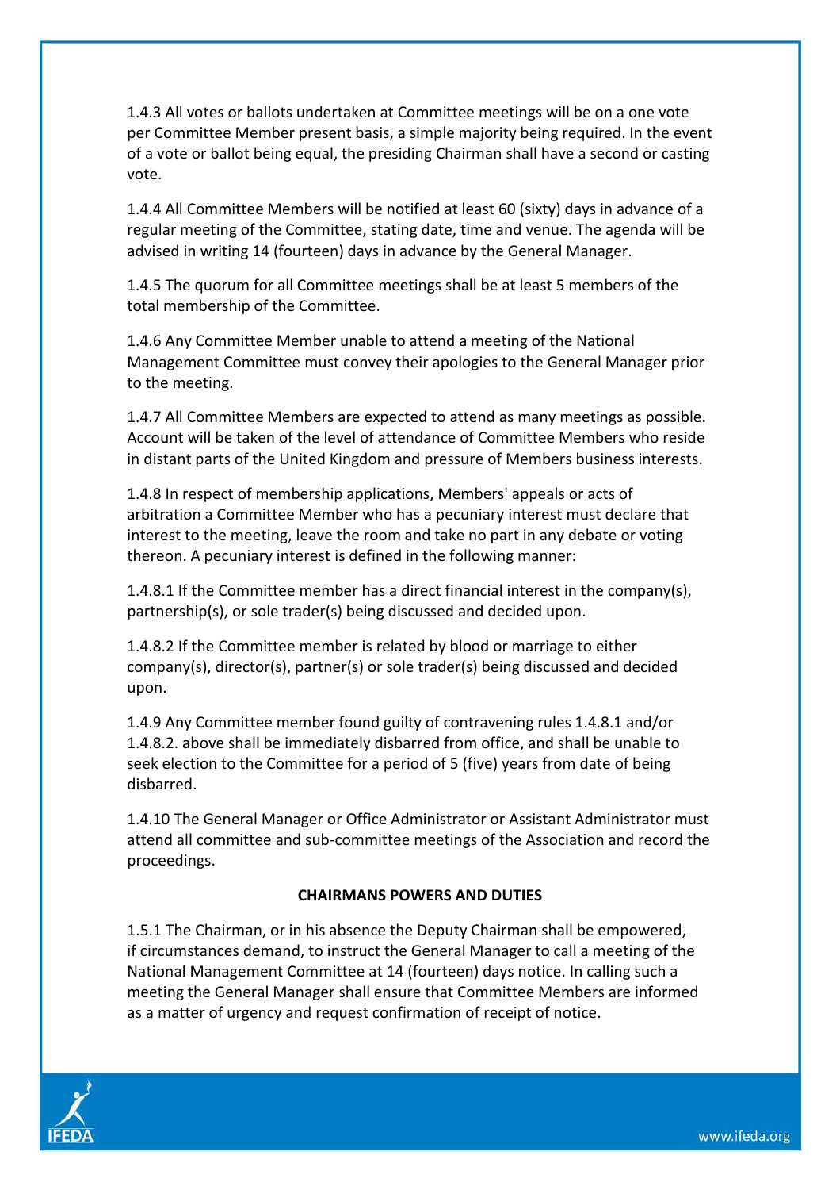1.4.3 All votes or ballots undertaken at Committee meetings will be on a one vote per Committee Member present basis, a simple majority being required. In the event of a vote or ballot being equal, the presiding Chairman shall have a second or casting vote.

1.4.4 All Committee Members will be notified at least 60 (sixty) days in advance of a regular meeting of the Committee, stating date, time and venue. The agenda will be advised in writing 14 (fourteen) days in advance by the General Manager.

1.4.5 The quorum for all Committee meetings shall be at least 5 members of the total membership of the Committee.

1.4.6 Any Committee Member unable to attend a meeting of the National Management Committee must convey their apologies to the General Manager prior to the meeting.

1.4.7 All Committee Members are expected to attend as many meetings as possible. Account will be taken of the level of attendance of Committee Members who reside in distant parts of the United Kingdom and pressure of Members business interests.

1.4.8 In respect of membership applications, Members' appeals or acts of arbitration a Committee Member who has a pecuniary interest must declare that interest to the meeting, leave the room and take no part in any debate or voting thereon. A pecuniary interest is defined in the following manner:

1.4.8.1 If the Committee member has a direct financial interest in the company(s), partnership(s), or sole trader(s) being discussed and decided upon.

1.4.8.2 If the Committee member is related by blood or marriage to either company(s), director(s), partner(s) or sole trader(s) being discussed and decided upon.

1.4.9 Any Committee member found guilty of contravening rules 1.4.8.1 and/or 1.4.8.2. above shall be immediately disbarred from office, and shall be unable to seek election to the Committee for a period of 5 (five) years from date of being disbarred.

1.4.10 The General Manager or Office Administrator or Assistant Administrator must attend all committee and sub-committee meetings of the Association and record the proceedings.

## CHAIRMANS POWERS AND DUTIES

1.5.1 The Chairman, or in his absence the Deputy Chairman shall be empowered, if circumstances demand, to instruct the General Manager to call a meeting of the National Management Committee at 14 (fourteen) days notice. In calling such a meeting the General Manager shall ensure that Committee Members are informed as a matter of urgency and request confirmation of receipt of notice.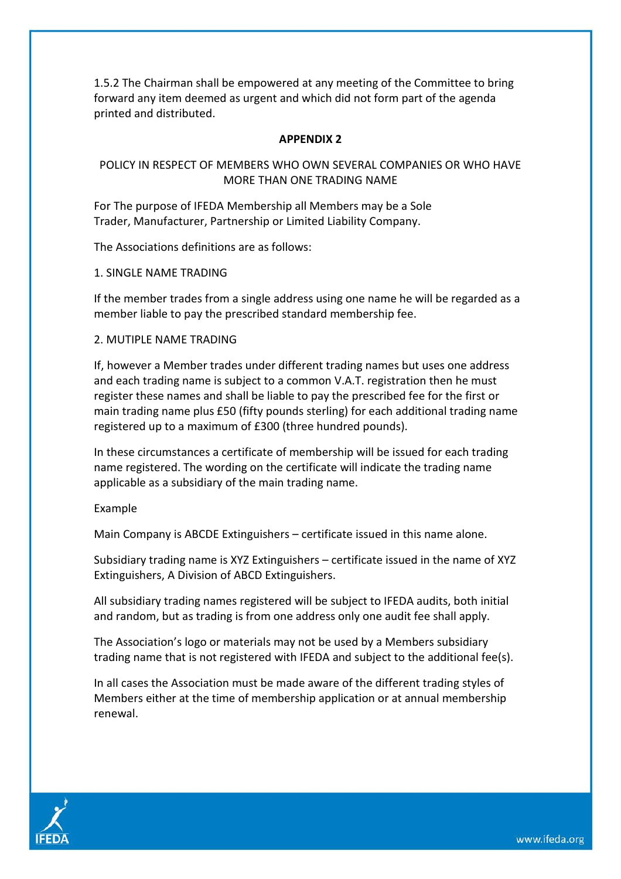1.5.2 The Chairman shall be empowered at any meeting of the Committee to bring forward any item deemed as urgent and which did not form part of the agenda printed and distributed.

## APPENDIX 2

### POLICY IN RESPECT OF MEMBERS WHO OWN SEVERAL COMPANIES OR WHO HAVE MORE THAN ONE TRADING NAME

For The purpose of IFEDA Membership all Members may be a Sole Trader, Manufacturer, Partnership or Limited Liability Company.

The Associations definitions are as follows:

1. SINGLE NAME TRADING

If the member trades from a single address using one name he will be regarded as a member liable to pay the prescribed standard membership fee.

2. MUTIPLE NAME TRADING

If, however a Member trades under different trading names but uses one address and each trading name is subject to a common V.A.T. registration then he must register these names and shall be liable to pay the prescribed fee for the first or main trading name plus £50 (fifty pounds sterling) for each additional trading name registered up to a maximum of £300 (three hundred pounds).

In these circumstances a certificate of membership will be issued for each trading name registered. The wording on the certificate will indicate the trading name applicable as a subsidiary of the main trading name.

Example

Main Company is ABCDE Extinguishers – certificate issued in this name alone.

Subsidiary trading name is XYZ Extinguishers – certificate issued in the name of XYZ Extinguishers, A Division of ABCD Extinguishers.

All subsidiary trading names registered will be subject to IFEDA audits, both initial and random, but as trading is from one address only one audit fee shall apply.

The Association's logo or materials may not be used by a Members subsidiary trading name that is not registered with IFEDA and subject to the additional fee(s).

In all cases the Association must be made aware of the different trading styles of Members either at the time of membership application or at annual membership renewal.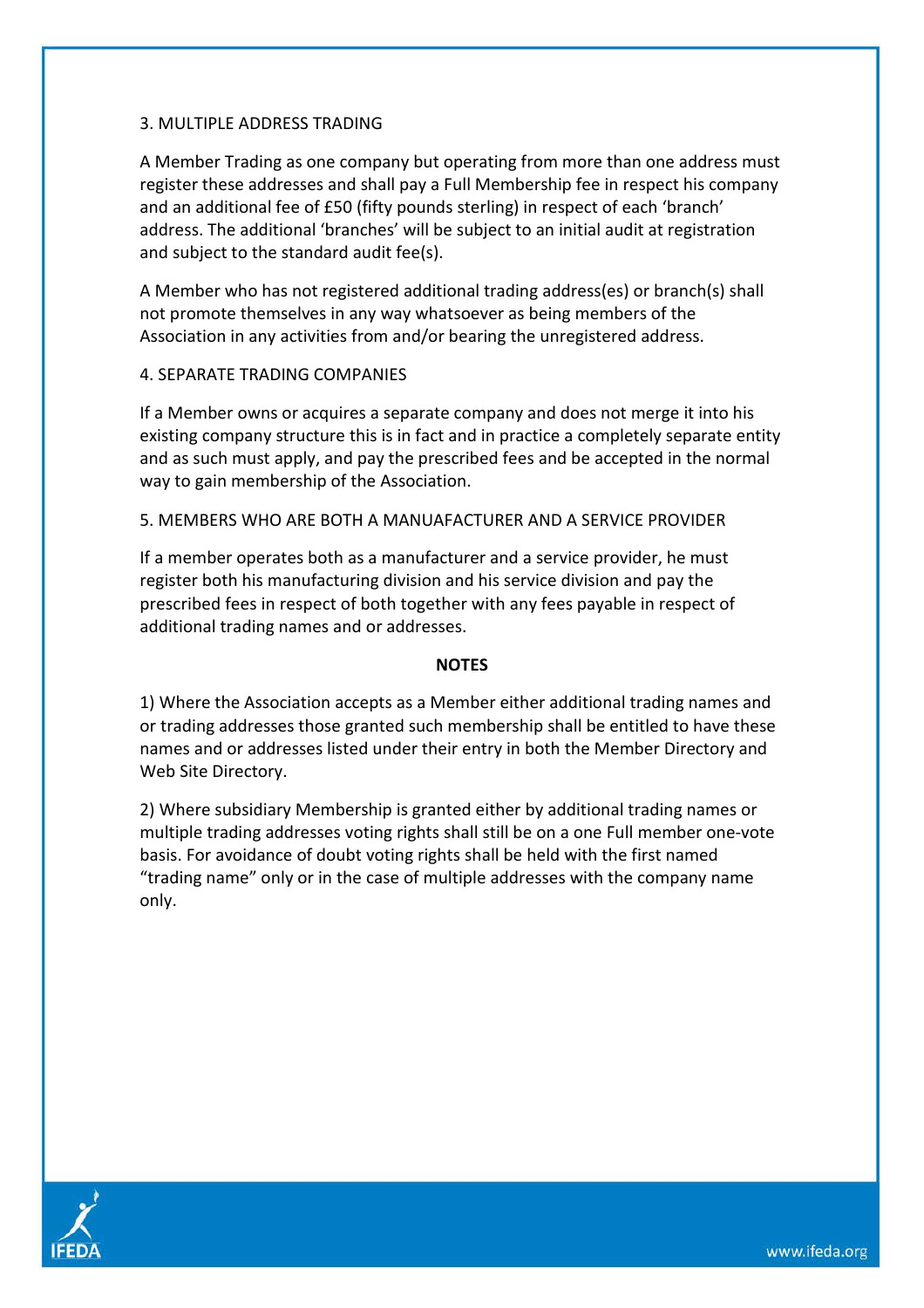### 3. MULTIPLE ADDRESS TRADING

A Member Trading as one company but operating from more than one address must register these addresses and shall pay a Full Membership fee in respect his company and an additional fee of £50 (fifty pounds sterling) in respect of each 'branch' address. The additional 'branches' will be subject to an initial audit at registration and subject to the standard audit fee(s).

A Member who has not registered additional trading address(es) or branch(s) shall not promote themselves in any way whatsoever as being members of the Association in any activities from and/or bearing the unregistered address.

### 4. SEPARATE TRADING COMPANIES

If a Member owns or acquires a separate company and does not merge it into his existing company structure this is in fact and in practice a completely separate entity and as such must apply, and pay the prescribed fees and be accepted in the normal way to gain membership of the Association.

### 5. MEMBERS WHO ARE BOTH A MANUAFACTURER AND A SERVICE PROVIDER

If a member operates both as a manufacturer and a service provider, he must register both his manufacturing division and his service division and pay the prescribed fees in respect of both together with any fees payable in respect of additional trading names and or addresses.

**NOTES**

1) Where the Association accepts as a Member either additional trading names and or trading addresses those granted such membership shall be entitled to have these names and or addresses listed under their entry in both the Member Directory and Web Site Directory.

2) Where subsidiary Membership is granted either by additional trading names or multiple trading addresses voting rights shall still be on a one Full member one-vote basis. For avoidance of doubt voting rights shall be held with the first named "trading name" only or in the case of multiple addresses with the company name only.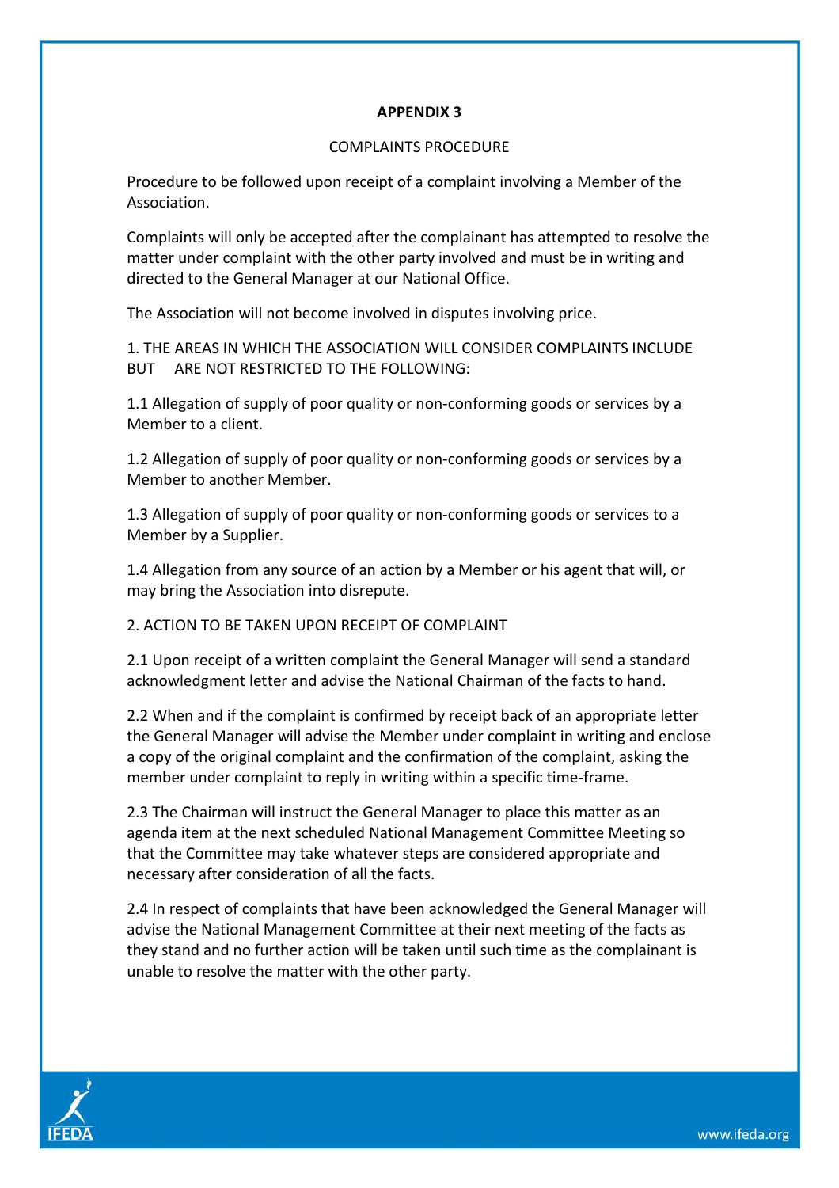# APPENDIX 3

## COMPLAINTS PROCEDURE

Procedure to be followed upon receipt of a complaint involving a Member of the Association.

Complaints will only be accepted after the complainant has attempted to resolve the matter under complaint with the other party involved and must be in writing and directed to the General Manager at our National Office.

The Association will not become involved in disputes involving price.

1. THE AREAS IN WHICH THE ASSOCIATION WILL CONSIDER COMPLAINTS INCLUDE BUT ARE NOT RESTRICTED TO THE FOLLOWING:

1.1 Allegation of supply of poor quality or non-conforming goods or services by a Member to a client.

1.2 Allegation of supply of poor quality or non-conforming goods or services by a Member to another Member.

1.3 Allegation of supply of poor quality or non-conforming goods or services to a Member by a Supplier.

1.4 Allegation from any source of an action by a Member or his agent that will, or may bring the Association into disrepute.

2. ACTION TO BE TAKEN UPON RECEIPT OF COMPLAINT

2.1 Upon receipt of a written complaint the General Manager will send a standard acknowledgment letter and advise the National Chairman of the facts to hand.

2.2 When and if the complaint is confirmed by receipt back of an appropriate letter the General Manager will advise the Member under complaint in writing and enclose a copy of the original complaint and the confirmation of the complaint, asking the member under complaint to reply in writing within a specific time-frame.

2.3 The Chairman will instruct the General Manager to place this matter as an agenda item at the next scheduled National Management Committee Meeting so that the Committee may take whatever steps are considered appropriate and necessary after consideration of all the facts.

2.4 In respect of complaints that have been acknowledged the General Manager will advise the National Management Committee at their next meeting of the facts as they stand and no further action will be taken until such time as the complainant is unable to resolve the matter with the other party.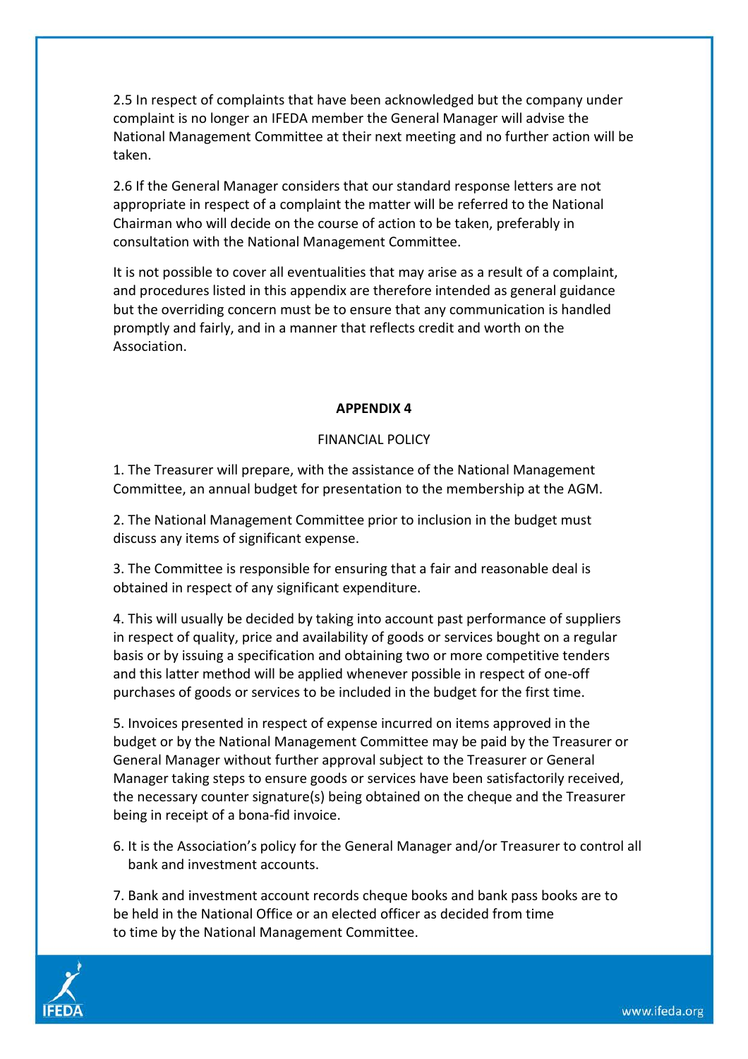2.5 In respect of complaints that have been acknowledged but the company under complaint is no longer an IFEDA member the General Manager will advise the National Management Committee at their next meeting and no further action will be taken.

2.6 If the General Manager considers that our standard response letters are not appropriate in respect of a complaint the matter will be referred to the National Chairman who will decide on the course of action to be taken, preferably in consultation with the National Management Committee.

It is not possible to cover all eventualities that may arise as a result of a complaint, and procedures listed in this appendix are therefore intended as general guidance but the overriding concern must be to ensure that any communication is handled promptly and fairly, and in a manner that reflects credit and worth on the Association.

## APPENDIX 4

FINANCIAL POLICY

1. The Treasurer will prepare, with the assistance of the National Management Committee, an annual budget for presentation to the membership at the AGM.

2. The National Management Committee prior to inclusion in the budget must discuss any items of significant expense.

3. The Committee is responsible for ensuring that a fair and reasonable deal is obtained in respect of any significant expenditure.

4. This will usually be decided by taking into account past performance of suppliers in respect of quality, price and availability of goods or services bought on a regular basis or by issuing a specification and obtaining two or more competitive tenders and this latter method will be applied whenever possible in respect of one-off purchases of goods or services to be included in the budget for the first time.

5. Invoices presented in respect of expense incurred on items approved in the budget or by the National Management Committee may be paid by the Treasurer or General Manager without further approval subject to the Treasurer or General Manager taking steps to ensure goods or services have been satisfactorily received, the necessary counter signature(s) being obtained on the cheque and the Treasurer being in receipt of a bona-fid invoice.

6. It is the Association's policy for the General Manager and/or Treasurer to control all bank and investment accounts.

7. Bank and investment account records cheque books and bank pass books are to be held in the National Office or an elected officer as decided from time to time by the National Management Committee.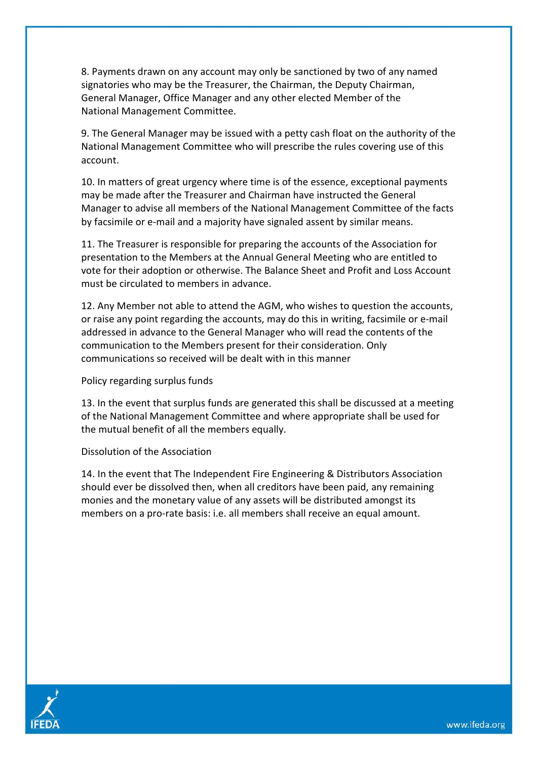8. Payments drawn on any account may only be sanctioned by two of any named signatories who may be the Treasurer, the Chairman, the Deputy Chairman, General Manager, Office Manager and any other elected Member of the National Management Committee.

9. The General Manager may be issued with a petty cash float on the authority of the National Management Committee who will prescribe the rules covering use of this account.

10. In matters of great urgency where time is of the essence, exceptional payments may be made after the Treasurer and Chairman have instructed the General Manager to advise all members of the National Management Committee of the facts by facsimile or e-mail and a majority have signaled assent by similar means.

11. The Treasurer is responsible for preparing the accounts of the Association for presentation to the Members at the Annual General Meeting who are entitled to vote for their adoption or otherwise. The Balance Sheet and Profit and Loss Account must be circulated to members in advance.

12. Any Member not able to attend the AGM, who wishes to question the accounts, or raise any point regarding the accounts, may do this in writing, facsimile or e-mail addressed in advance to the General Manager who will read the contents of the communication to the Members present for their consideration. Only communications so received will be dealt with in this manner

Policy regarding surplus funds

13. In the event that surplus funds are generated this shall be discussed at a meeting of the National Management Committee and where appropriate shall be used for the mutual benefit of all the members equally.

Dissolution of the Association

14. In the event that The Independent Fire Engineering & Distributors Association should ever be dissolved then, when all creditors have been paid, any remaining monies and the monetary value of any assets will be distributed amongst its members on a pro-rate basis: i.e. all members shall receive an equal amount.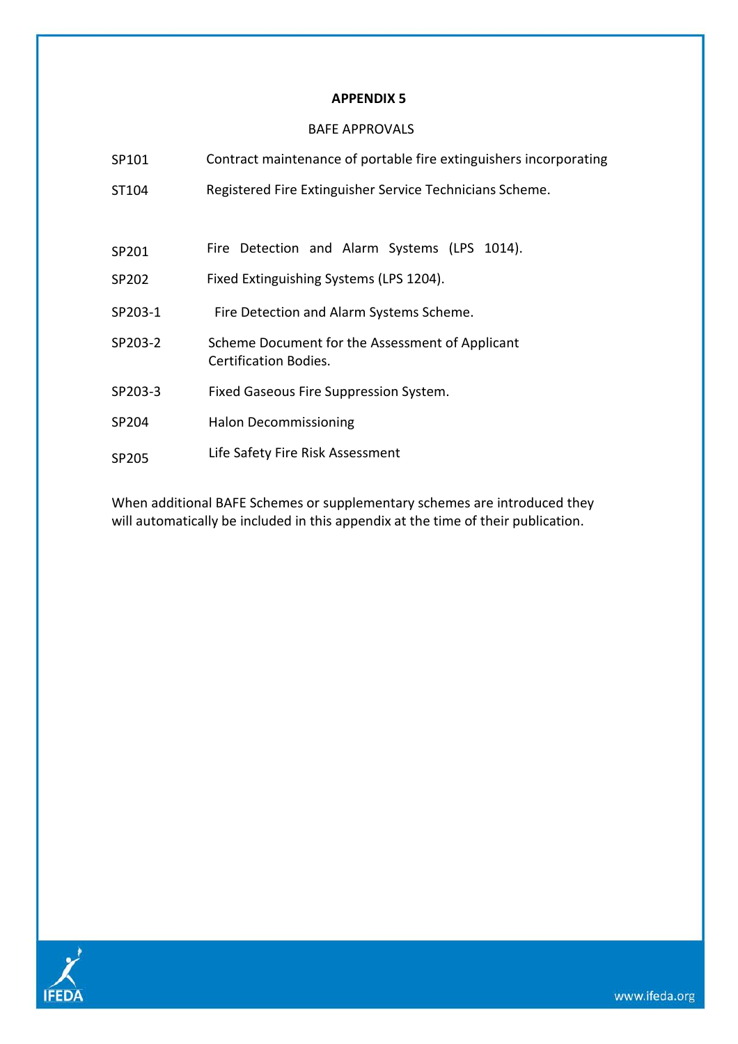## APPENDIX 5

BAFE APPROVALS

| | |
|---|---|
| SP101 | Contract maintenance of portable fire extinguishers incorporating |
| ST104 | Registered Fire Extinguisher Service Technicians Scheme. |
| SP201 | Fire Detection and Alarm Systems (LPS 1014). |
| SP202 | Fixed Extinguishing Systems (LPS 1204). |
| SP203-1 | Fire Detection and Alarm Systems Scheme. |
| SP203-2 | Scheme Document for the Assessment of Applicant Certification Bodies. |
| SP203-3 | Fixed Gaseous Fire Suppression System. |
| SP204 | Halon Decommissioning |
| SP205 | Life Safety Fire Risk Assessment |

When additional BAFE Schemes or supplementary schemes are introduced they will automatically be included in this appendix at the time of their publication.